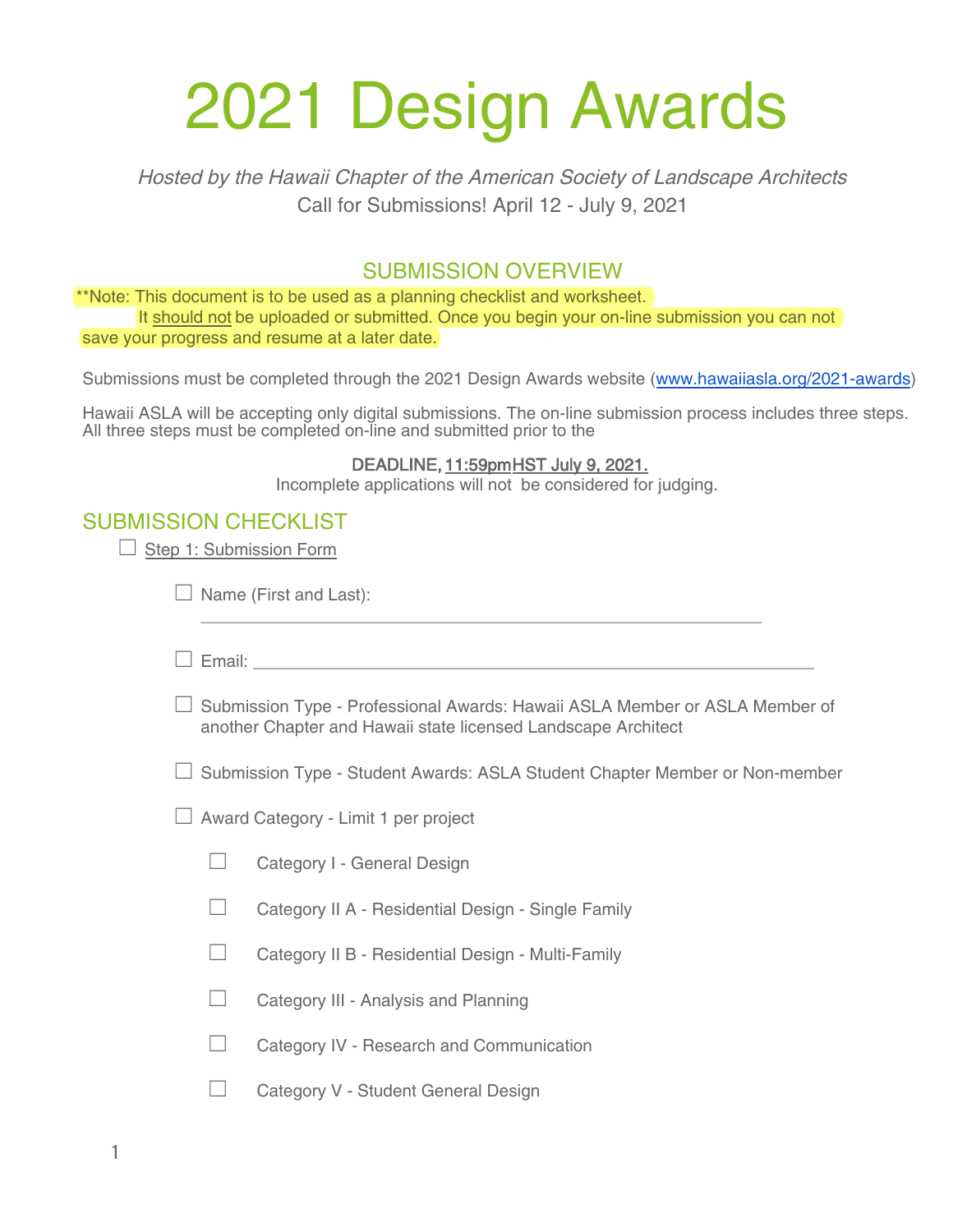# 2021 Design Awards

*Hosted by the Hawaii Chapter of the American Society of Landscape Architects*

Call for Submissions! April 12 - July 9, 2021

## SUBMISSION OVERVIEW

**Note: This document is to be used as a planning checklist and worksheet. It should not be uploaded or submitted. Once you begin your on-line submission you can not save your progress and resume at a later date.

Submissions must be completed through the 2021 Design Awards website (www.hawaiiasla.org/2021-awards)

Hawaii ASLA will be accepting only digital submissions. The on-line submission process includes three steps. All three steps must be completed on-line and submitted prior to the

**DEADLINE, 11:59pm HST July 9, 2021.**

Incomplete applications will not be considered for judging.

## SUBMISSION CHECKLIST

- ☐ Step 1: Submission Form
  - ☐ Name (First and Last): ________________________________________________
  - ☐ Email: ________________________________________________
  - ☐ Submission Type - Professional Awards: Hawaii ASLA Member or ASLA Member of another Chapter and Hawaii state licensed Landscape Architect
  - ☐ Submission Type - Student Awards: ASLA Student Chapter Member or Non-member
  - ☐ Award Category - Limit 1 per project
    - ☐ Category I - General Design
    - ☐ Category II A - Residential Design - Single Family
    - ☐ Category II B - Residential Design - Multi-Family
    - ☐ Category III - Analysis and Planning
    - ☐ Category IV - Research and Communication
    - ☐ Category V - Student General Design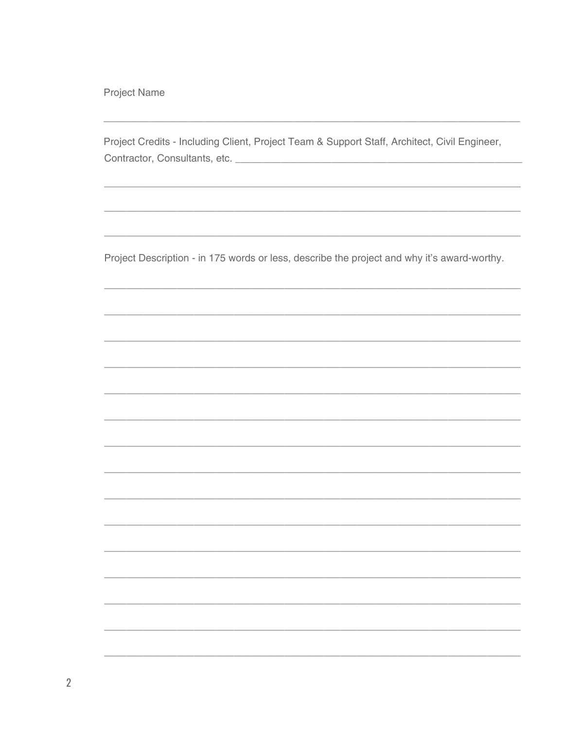Project Name

___

Project Credits - Including Client, Project Team & Support Staff, Architect, Civil Engineer, Contractor, Consultants, etc. ___

___

___

___

Project Description - in 175 words or less, describe the project and why it's award-worthy.

___

___

___

___

___

___

___

___

___

___

___

___

___

___

___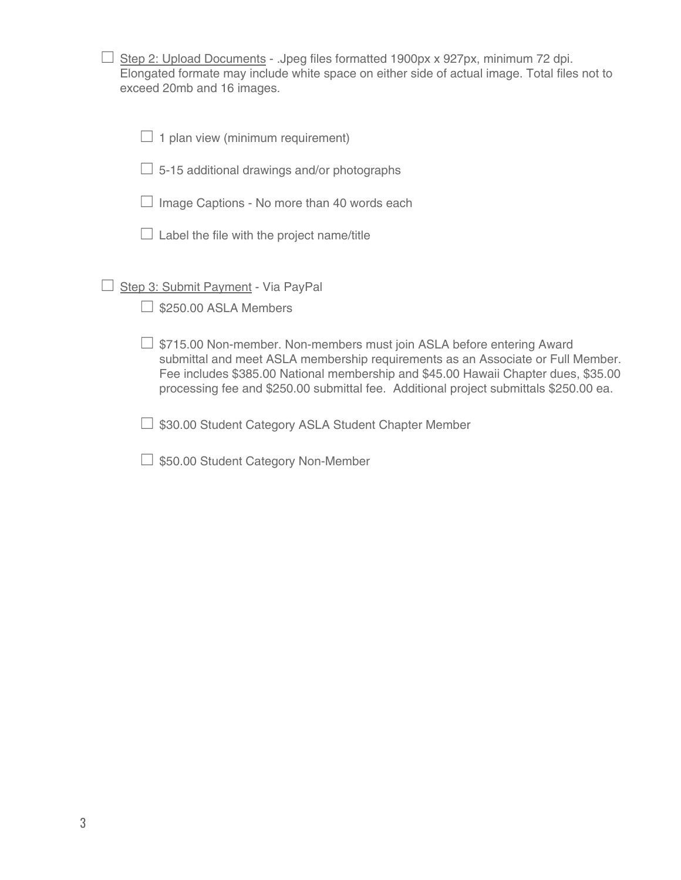- ☐ <u>Step 2: Upload Documents</u> - .Jpeg files formatted 1900px x 927px, minimum 72 dpi. Elongated formate may include white space on either side of actual image. Total files not to exceed 20mb and 16 images.
  - ☐ 1 plan view (minimum requirement)
  - ☐ 5-15 additional drawings and/or photographs
  - ☐ Image Captions - No more than 40 words each
  - ☐ Label the file with the project name/title

- ☐ <u>Step 3: Submit Payment</u> - Via PayPal
  - ☐ $250.00 ASLA Members
  - ☐ $715.00 Non-member. Non-members must join ASLA before entering Award submittal and meet ASLA membership requirements as an Associate or Full Member. Fee includes $385.00 National membership and $45.00 Hawaii Chapter dues, $35.00 processing fee and $250.00 submittal fee. Additional project submittals $250.00 ea.
  - ☐ $30.00 Student Category ASLA Student Chapter Member
  - ☐ $50.00 Student Category Non-Member